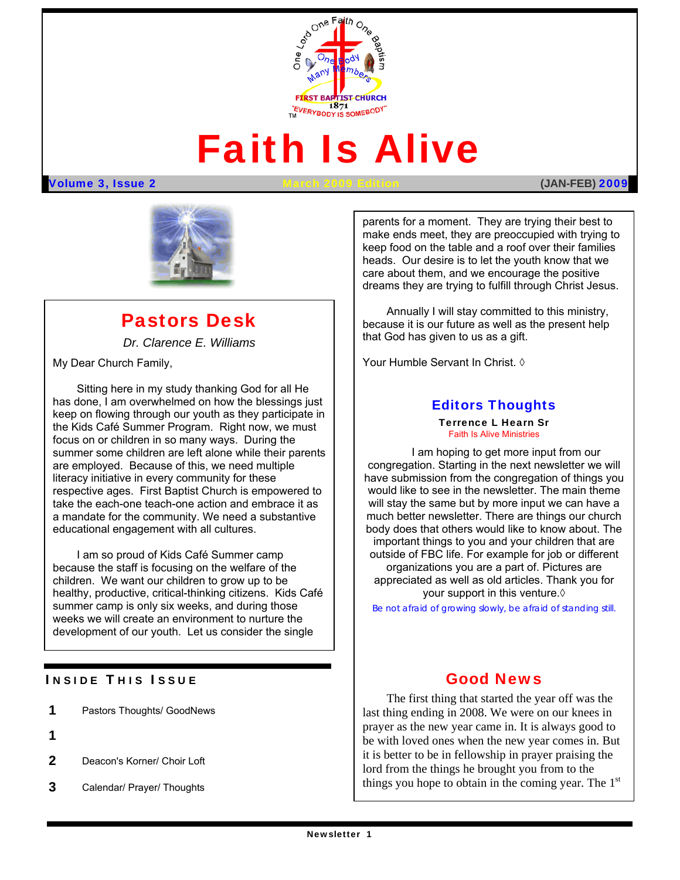# Faith Is Alive

**Volume 3, Issue 2** March 2009 Edition (JAN-FEB) **2009**

## Pastors Desk

*Dr. Clarence E. Williams*

My Dear Church Family,

Sitting here in my study thanking God for all He has done, I am overwhelmed on how the blessings just keep on flowing through our youth as they participate in the Kids Café Summer Program. Right now, we must focus on or children in so many ways. During the summer some children are left alone while their parents are employed. Because of this, we need multiple literacy initiative in every community for these respective ages. First Baptist Church is empowered to take the each-one teach-one action and embrace it as a mandate for the community. We need a substantive educational engagement with all cultures.

I am so proud of Kids Café Summer camp because the staff is focusing on the welfare of the children. We want our children to grow up to be healthy, productive, critical-thinking citizens. Kids Café summer camp is only six weeks, and during those weeks we will create an environment to nurture the development of our youth. Let us consider the single parents for a moment. They are trying their best to make ends meet, they are preoccupied with trying to keep food on the table and a roof over their families heads. Our desire is to let the youth know that we care about them, and we encourage the positive dreams they are trying to fulfill through Christ Jesus.

Annually I will stay committed to this ministry, because it is our future as well as the present help that God has given to us as a gift.

Your Humble Servant In Christ. ◊

### Inside This Issue

| | |
|---|---|
| 1 | Pastors Thoughts/ GoodNews |
| 1 | |
| 2 | Deacon's Korner/ Choir Loft |
| 3 | Calendar/ Prayer/ Thoughts |

## Editors Thoughts

**Terrence L Hearn Sr**
Faith Is Alive Ministries

I am hoping to get more input from our congregation. Starting in the next newsletter we will have submission from the congregation of things you would like to see in the newsletter. The main theme will stay the same but by more input we can have a much better newsletter. There are things our church body does that others would like to know about. The important things to you and your children that are outside of FBC life. For example for job or different organizations you are a part of. Pictures are appreciated as well as old articles. Thank you for your support in this venture.◊

Be not afraid of growing slowly, be afraid of standing still.

## Good News

The first thing that started the year off was the last thing ending in 2008. We were on our knees in prayer as the new year came in. It is always good to be with loved ones when the new year comes in. But it is better to be in fellowship in prayer praising the lord from the things he brought you from to the things you hope to obtain in the coming year. The 1st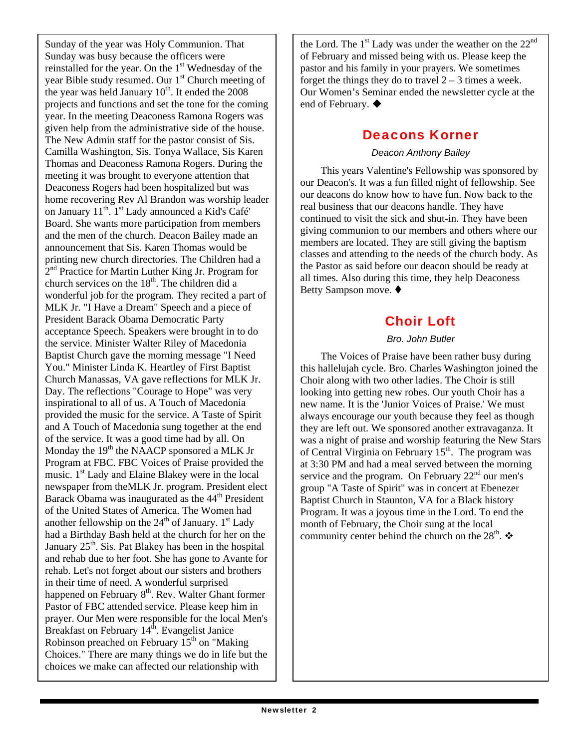Sunday of the year was Holy Communion. That Sunday was busy because the officers were reinstalled for the year. On the 1st Wednesday of the year Bible study resumed. Our 1st Church meeting of the year was held January 10th. It ended the 2008 projects and functions and set the tone for the coming year. In the meeting Deaconess Ramona Rogers was given help from the administrative side of the house. The New Admin staff for the pastor consist of Sis. Camilla Washington, Sis. Tonya Wallace, Sis Karen Thomas and Deaconess Ramona Rogers. During the meeting it was brought to everyone attention that Deaconess Rogers had been hospitalized but was home recovering Rev Al Brandon was worship leader on January 11th. 1st Lady announced a Kid's Café' Board. She wants more participation from members and the men of the church. Deacon Bailey made an announcement that Sis. Karen Thomas would be printing new church directories. The Children had a 2nd Practice for Martin Luther King Jr. Program for church services on the 18th. The children did a wonderful job for the program. They recited a part of MLK Jr. "I Have a Dream" Speech and a piece of President Barack Obama Democratic Party acceptance Speech. Speakers were brought in to do the service. Minister Walter Riley of Macedonia Baptist Church gave the morning message "I Need You." Minister Linda K. Heartley of First Baptist Church Manassas, VA gave reflections for MLK Jr. Day. The reflections "Courage to Hope" was very inspirational to all of us. A Touch of Macedonia provided the music for the service. A Taste of Spirit and A Touch of Macedonia sung together at the end of the service. It was a good time had by all. On Monday the 19th the NAACP sponsored a MLK Jr Program at FBC. FBC Voices of Praise provided the music. 1st Lady and Elaine Blakey were in the local newspaper from theMLK Jr. program. President elect Barack Obama was inaugurated as the 44th President of the United States of America. The Women had another fellowship on the 24th of January. 1st Lady had a Birthday Bash held at the church for her on the January 25th. Sis. Pat Blakey has been in the hospital and rehab due to her foot. She has gone to Avante for rehab. Let's not forget about our sisters and brothers in their time of need. A wonderful surprised happened on February 8th. Rev. Walter Ghant former Pastor of FBC attended service. Please keep him in prayer. Our Men were responsible for the local Men's Breakfast on February 14th. Evangelist Janice Robinson preached on February 15th on "Making Choices." There are many things we do in life but the choices we make can affected our relationship with the Lord. The 1st Lady was under the weather on the 22nd of February and missed being with us. Please keep the pastor and his family in your prayers. We sometimes forget the things they do to travel 2 – 3 times a week. Our Women's Seminar ended the newsletter cycle at the end of February. ◆

## Deacons Korner

*Deacon Anthony Bailey*

This years Valentine's Fellowship was sponsored by our Deacon's. It was a fun filled night of fellowship. See our deacons do know how to have fun. Now back to the real business that our deacons handle. They have continued to visit the sick and shut-in. They have been giving communion to our members and others where our members are located. They are still giving the baptism classes and attending to the needs of the church body. As the Pastor as said before our deacon should be ready at all times. Also during this time, they help Deaconess Betty Sampson move. ◆

## Choir Loft

*Bro. John Butler*

The Voices of Praise have been rather busy during this hallelujah cycle. Bro. Charles Washington joined the Choir along with two other ladies. The Choir is still looking into getting new robes. Our youth Choir has a new name. It is the 'Junior Voices of Praise.' We must always encourage our youth because they feel as though they are left out. We sponsored another extravaganza. It was a night of praise and worship featuring the New Stars of Central Virginia on February 15th. The program was at 3:30 PM and had a meal served between the morning service and the program. On February 22nd our men's group "A Taste of Spirit" was in concert at Ebenezer Baptist Church in Staunton, VA for a Black history Program. It was a joyous time in the Lord. To end the month of February, the Choir sung at the local community center behind the church on the 28th. ❖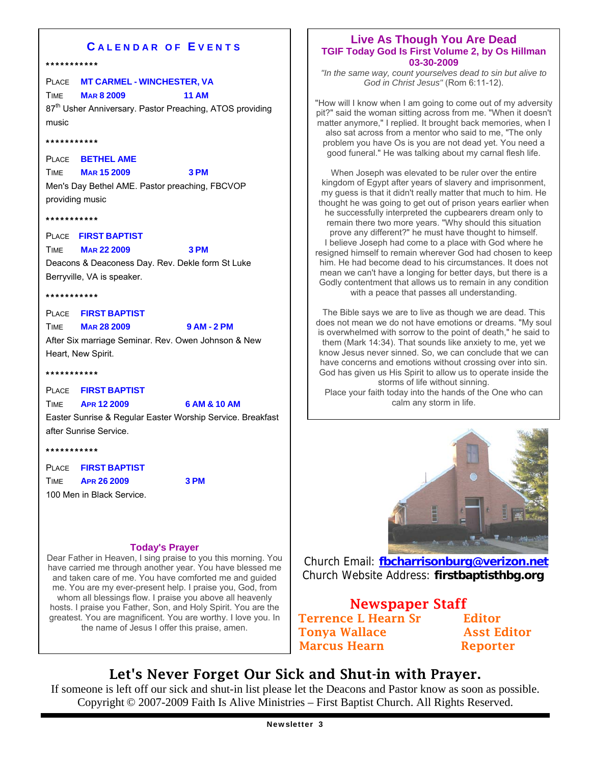## Calendar of Events

***********

PLACE **MT CARMEL - WINCHESTER, VA**
TIME **MAR 8 2009** **11 AM**
87th Usher Anniversary. Pastor Preaching, ATOS providing music

***********

PLACE **BETHEL AME**
TIME **MAR 15 2009** **3 PM**
Men's Day Bethel AME. Pastor preaching, FBCVOP providing music

***********

PLACE **FIRST BAPTIST**
TIME **MAR 22 2009** **3 PM**
Deacons & Deaconess Day. Rev. Dekle form St Luke Berryville, VA is speaker.

***********

PLACE **FIRST BAPTIST**
TIME **MAR 28 2009** **9 AM - 2 PM**
After Six marriage Seminar. Rev. Owen Johnson & New Heart, New Spirit.

***********

PLACE **FIRST BAPTIST**
TIME **APR 12 2009** **6 AM & 10 AM**
Easter Sunrise & Regular Easter Worship Service. Breakfast after Sunrise Service.

***********

PLACE **FIRST BAPTIST**
TIME **APR 26 2009** **3 PM**
100 Men in Black Service.

### Today's Prayer

Dear Father in Heaven, I sing praise to you this morning. You have carried me through another year. You have blessed me and taken care of me. You have comforted me and guided me. You are my ever-present help. I praise you, God, from whom all blessings flow. I praise you above all heavenly hosts. I praise you Father, Son, and Holy Spirit. You are the greatest. You are magnificent. You are worthy. I love you. In the name of Jesus I offer this praise, amen.

## Live As Though You Are Dead

### TGIF Today God Is First Volume 2, by Os Hillman
### 03-30-2009

*"In the same way, count yourselves dead to sin but alive to God in Christ Jesus"* (Rom 6:11-12).

"How will I know when I am going to come out of my adversity pit?" said the woman sitting across from me. "When it doesn't matter anymore," I replied. It brought back memories, when I also sat across from a mentor who said to me, "The only problem you have Os is you are not dead yet. You need a good funeral." He was talking about my carnal flesh life.

When Joseph was elevated to be ruler over the entire kingdom of Egypt after years of slavery and imprisonment, my guess is that it didn't really matter that much to him. He thought he was going to get out of prison years earlier when he successfully interpreted the cupbearers dream only to remain there two more years. "Why should this situation prove any different?" he must have thought to himself. I believe Joseph had come to a place with God where he resigned himself to remain wherever God had chosen to keep him. He had become dead to his circumstances. It does not mean we can't have a longing for better days, but there is a Godly contentment that allows us to remain in any condition with a peace that passes all understanding.

The Bible says we are to live as though we are dead. This does not mean we do not have emotions or dreams. "My soul is overwhelmed with sorrow to the point of death," he said to them (Mark 14:34). That sounds like anxiety to me, yet we know Jesus never sinned. So, we can conclude that we can have concerns and emotions without crossing over into sin. God has given us His Spirit to allow us to operate inside the storms of life without sinning.
Place your faith today into the hands of the One who can calm any storm in life.

Church Email: **fbcharrisonburg@verizon.net**
Church Website Address: **firstbaptisthbg.org**

## Newspaper Staff

| | |
|---|---|
| Terrence L Hearn Sr | Editor |
| Tonya Wallace | Asst Editor |
| Marcus Hearn | Reporter |

## Let's Never Forget Our Sick and Shut-in with Prayer.

If someone is left off our sick and shut-in list please let the Deacons and Pastor know as soon as possible.
Copyright © 2007-2009 Faith Is Alive Ministries – First Baptist Church. All Rights Reserved.